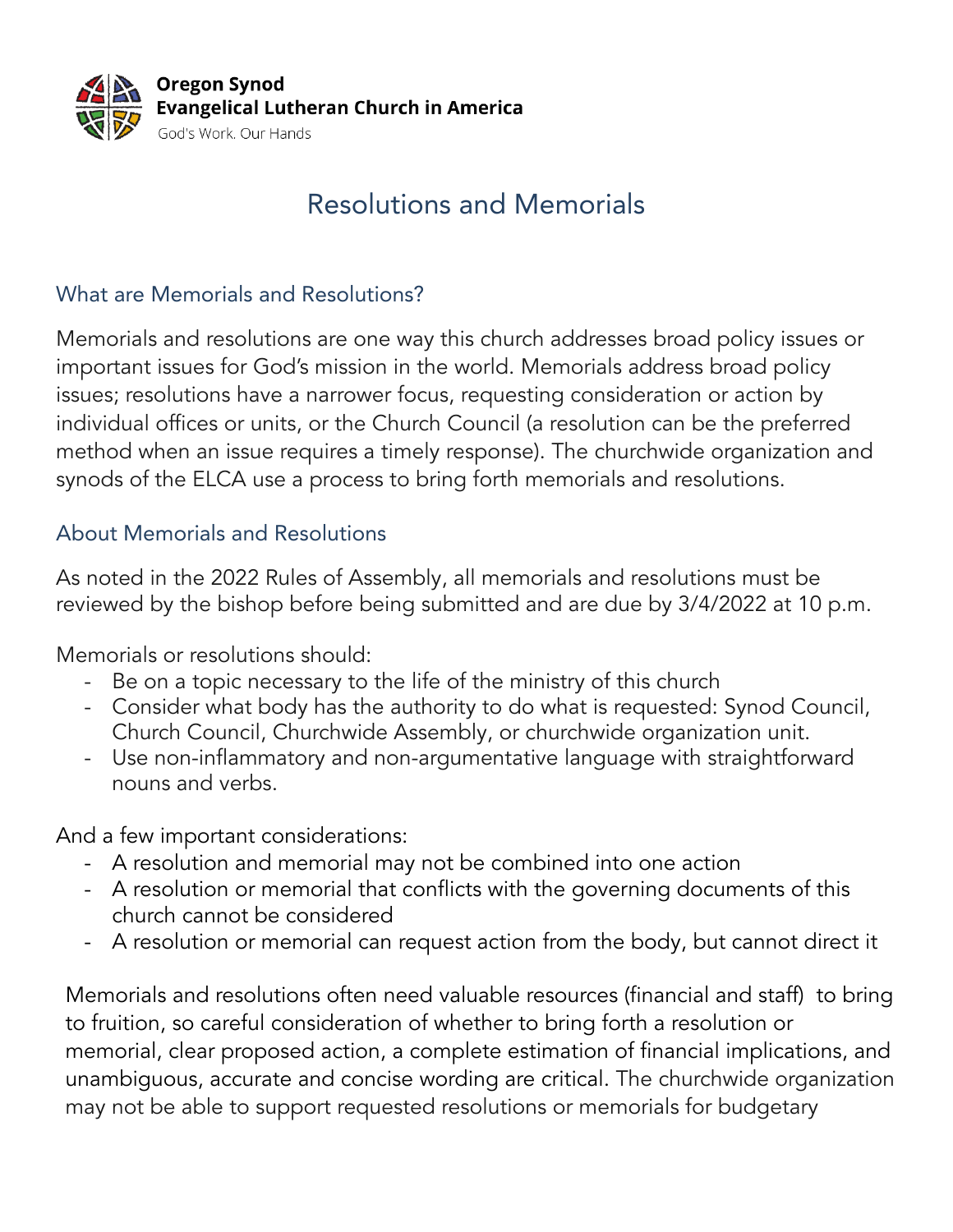**Oregon Synod**
**Evangelical Lutheran Church in America**
God's Work. Our Hands

# Resolutions and Memorials

## What are Memorials and Resolutions?

Memorials and resolutions are one way this church addresses broad policy issues or important issues for God's mission in the world. Memorials address broad policy issues; resolutions have a narrower focus, requesting consideration or action by individual offices or units, or the Church Council (a resolution can be the preferred method when an issue requires a timely response). The churchwide organization and synods of the ELCA use a process to bring forth memorials and resolutions.

## About Memorials and Resolutions

As noted in the 2022 Rules of Assembly, all memorials and resolutions must be reviewed by the bishop before being submitted and are due by 3/4/2022 at 10 p.m.

Memorials or resolutions should:

- Be on a topic necessary to the life of the ministry of this church
- Consider what body has the authority to do what is requested: Synod Council, Church Council, Churchwide Assembly, or churchwide organization unit.
- Use non-inflammatory and non-argumentative language with straightforward nouns and verbs.

And a few important considerations:

- A resolution and memorial may not be combined into one action
- A resolution or memorial that conflicts with the governing documents of this church cannot be considered
- A resolution or memorial can request action from the body, but cannot direct it

Memorials and resolutions often need valuable resources (financial and staff) to bring to fruition, so careful consideration of whether to bring forth a resolution or memorial, clear proposed action, a complete estimation of financial implications, and unambiguous, accurate and concise wording are critical. The churchwide organization may not be able to support requested resolutions or memorials for budgetary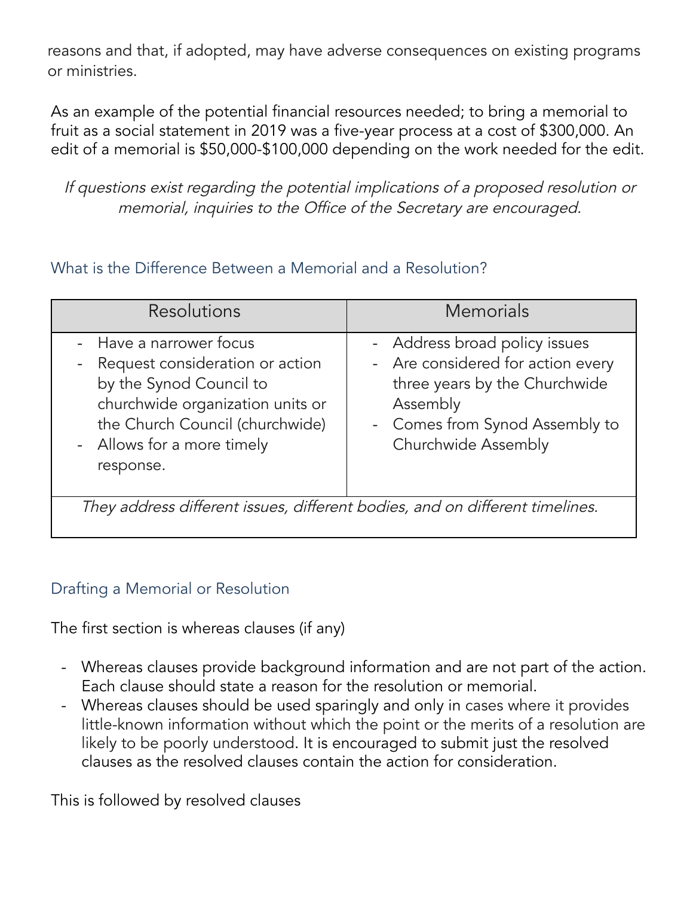reasons and that, if adopted, may have adverse consequences on existing programs or ministries.

As an example of the potential financial resources needed; to bring a memorial to fruit as a social statement in 2019 was a five-year process at a cost of $300,000. An edit of a memorial is $50,000-$100,000 depending on the work needed for the edit.

*If questions exist regarding the potential implications of a proposed resolution or memorial, inquiries to the Office of the Secretary are encouraged.*

## What is the Difference Between a Memorial and a Resolution?

| Resolutions | Memorials |
|---|---|
| - Have a narrower focus<br>- Request consideration or action by the Synod Council to churchwide organization units or the Church Council (churchwide)<br>- Allows for a more timely response. | - Address broad policy issues<br>- Are considered for action every three years by the Churchwide Assembly<br>- Comes from Synod Assembly to Churchwide Assembly |
| *They address different issues, different bodies, and on different timelines.* | |

## Drafting a Memorial or Resolution

The first section is whereas clauses (if any)

- Whereas clauses provide background information and are not part of the action. Each clause should state a reason for the resolution or memorial.
- Whereas clauses should be used sparingly and only in cases where it provides little-known information without which the point or the merits of a resolution are likely to be poorly understood. It is encouraged to submit just the resolved clauses as the resolved clauses contain the action for consideration.

This is followed by resolved clauses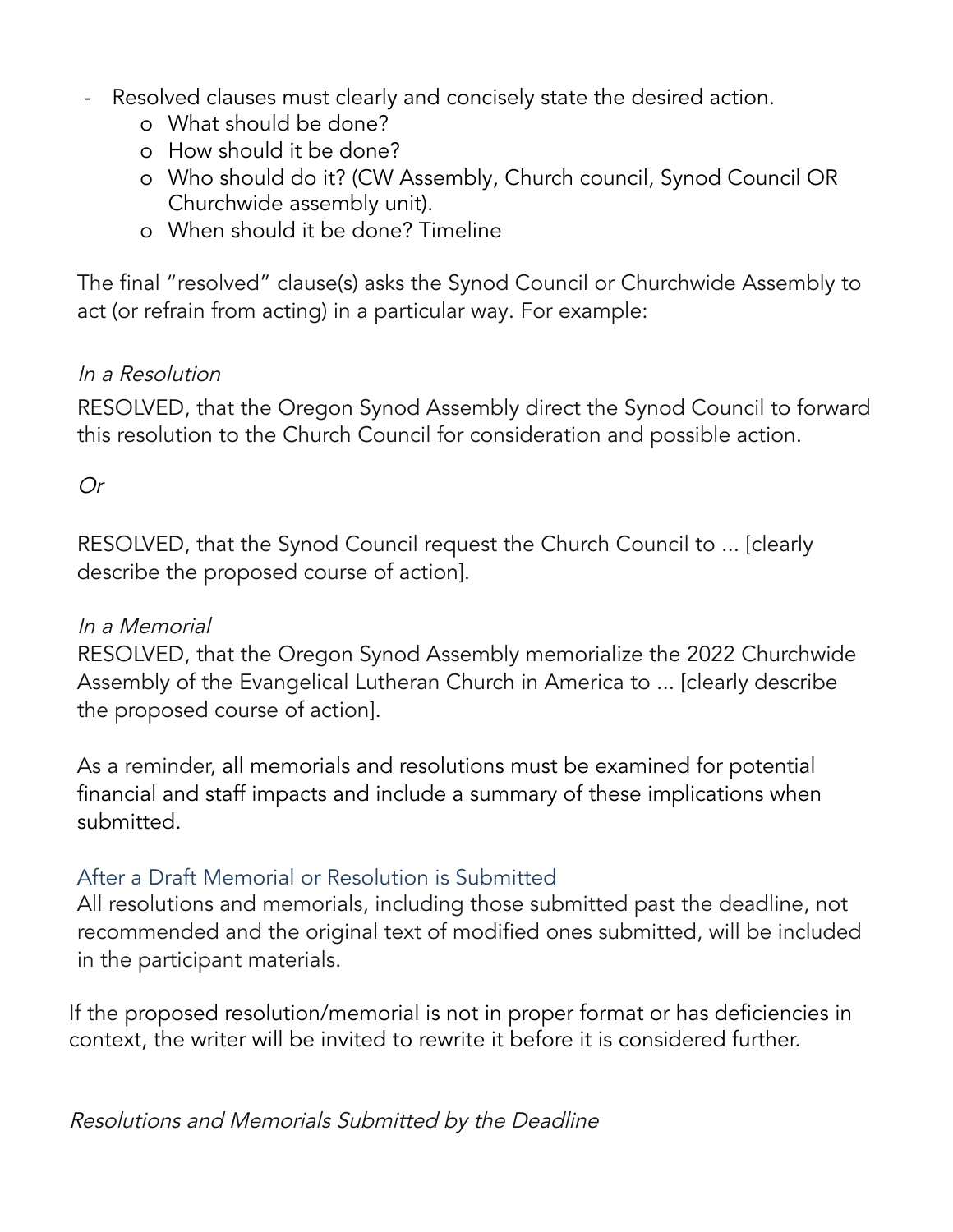- Resolved clauses must clearly and concisely state the desired action.
  - What should be done?
  - How should it be done?
  - Who should do it? (CW Assembly, Church council, Synod Council OR Churchwide assembly unit).
  - When should it be done? Timeline

The final "resolved" clause(s) asks the Synod Council or Churchwide Assembly to act (or refrain from acting) in a particular way. For example:

*In a Resolution*

RESOLVED, that the Oregon Synod Assembly direct the Synod Council to forward this resolution to the Church Council for consideration and possible action.

*Or*

RESOLVED, that the Synod Council request the Church Council to ... [clearly describe the proposed course of action].

*In a Memorial*

RESOLVED, that the Oregon Synod Assembly memorialize the 2022 Churchwide Assembly of the Evangelical Lutheran Church in America to ... [clearly describe the proposed course of action].

As a reminder, all memorials and resolutions must be examined for potential financial and staff impacts and include a summary of these implications when submitted.

### After a Draft Memorial or Resolution is Submitted

All resolutions and memorials, including those submitted past the deadline, not recommended and the original text of modified ones submitted, will be included in the participant materials.

If the proposed resolution/memorial is not in proper format or has deficiencies in context, the writer will be invited to rewrite it before it is considered further.

*Resolutions and Memorials Submitted by the Deadline*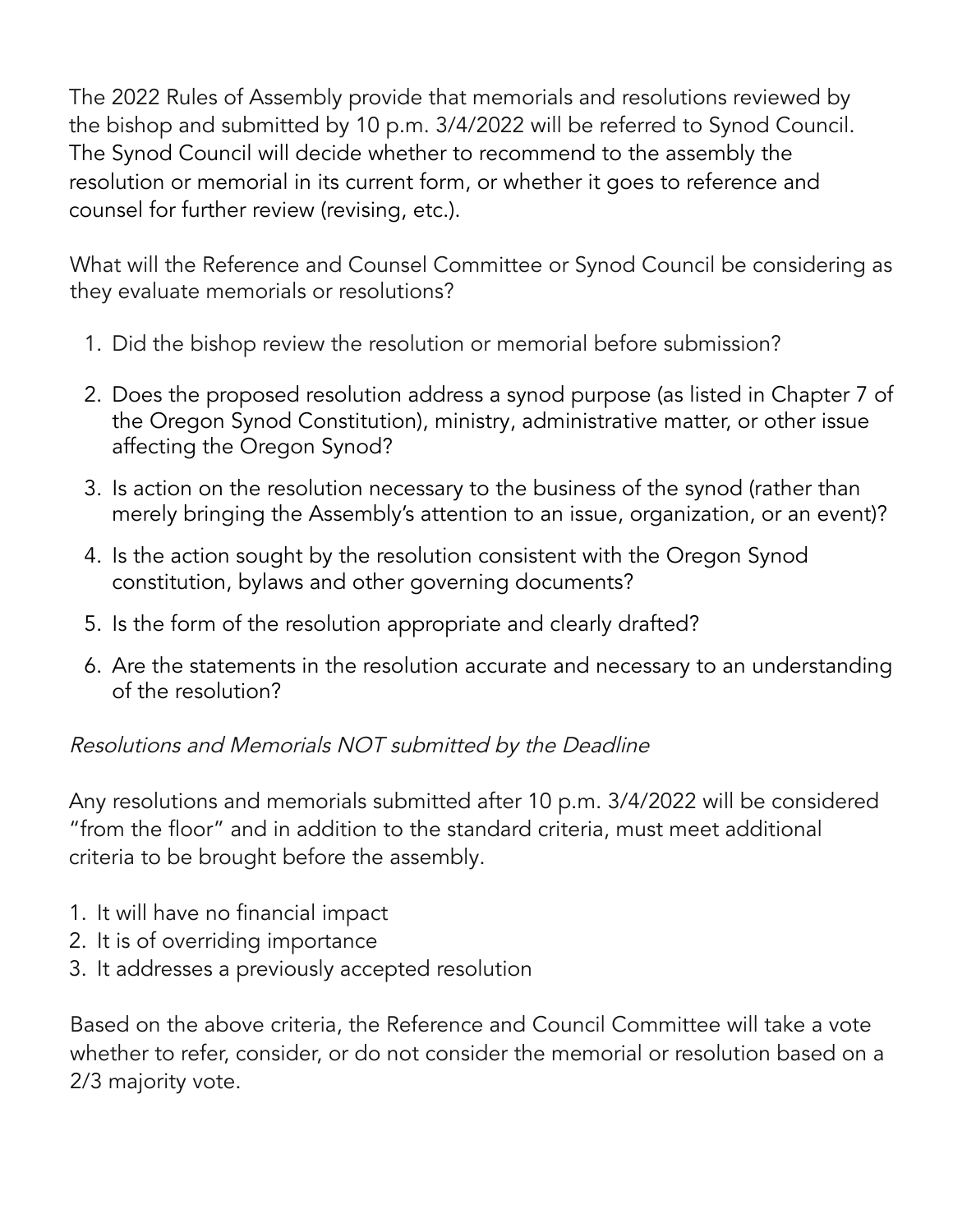The 2022 Rules of Assembly provide that memorials and resolutions reviewed by the bishop and submitted by 10 p.m. 3/4/2022 will be referred to Synod Council. The Synod Council will decide whether to recommend to the assembly the resolution or memorial in its current form, or whether it goes to reference and counsel for further review (revising, etc.).

What will the Reference and Counsel Committee or Synod Council be considering as they evaluate memorials or resolutions?

1. Did the bishop review the resolution or memorial before submission?
2. Does the proposed resolution address a synod purpose (as listed in Chapter 7 of the Oregon Synod Constitution), ministry, administrative matter, or other issue affecting the Oregon Synod?
3. Is action on the resolution necessary to the business of the synod (rather than merely bringing the Assembly's attention to an issue, organization, or an event)?
4. Is the action sought by the resolution consistent with the Oregon Synod constitution, bylaws and other governing documents?
5. Is the form of the resolution appropriate and clearly drafted?
6. Are the statements in the resolution accurate and necessary to an understanding of the resolution?

*Resolutions and Memorials NOT submitted by the Deadline*

Any resolutions and memorials submitted after 10 p.m. 3/4/2022 will be considered "from the floor" and in addition to the standard criteria, must meet additional criteria to be brought before the assembly.

1. It will have no financial impact
2. It is of overriding importance
3. It addresses a previously accepted resolution

Based on the above criteria, the Reference and Council Committee will take a vote whether to refer, consider, or do not consider the memorial or resolution based on a 2/3 majority vote.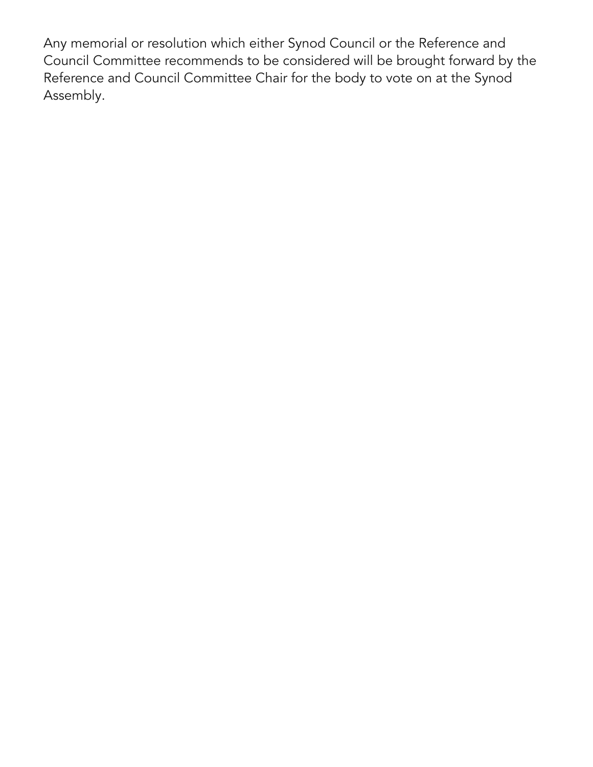Any memorial or resolution which either Synod Council or the Reference and Council Committee recommends to be considered will be brought forward by the Reference and Council Committee Chair for the body to vote on at the Synod Assembly.